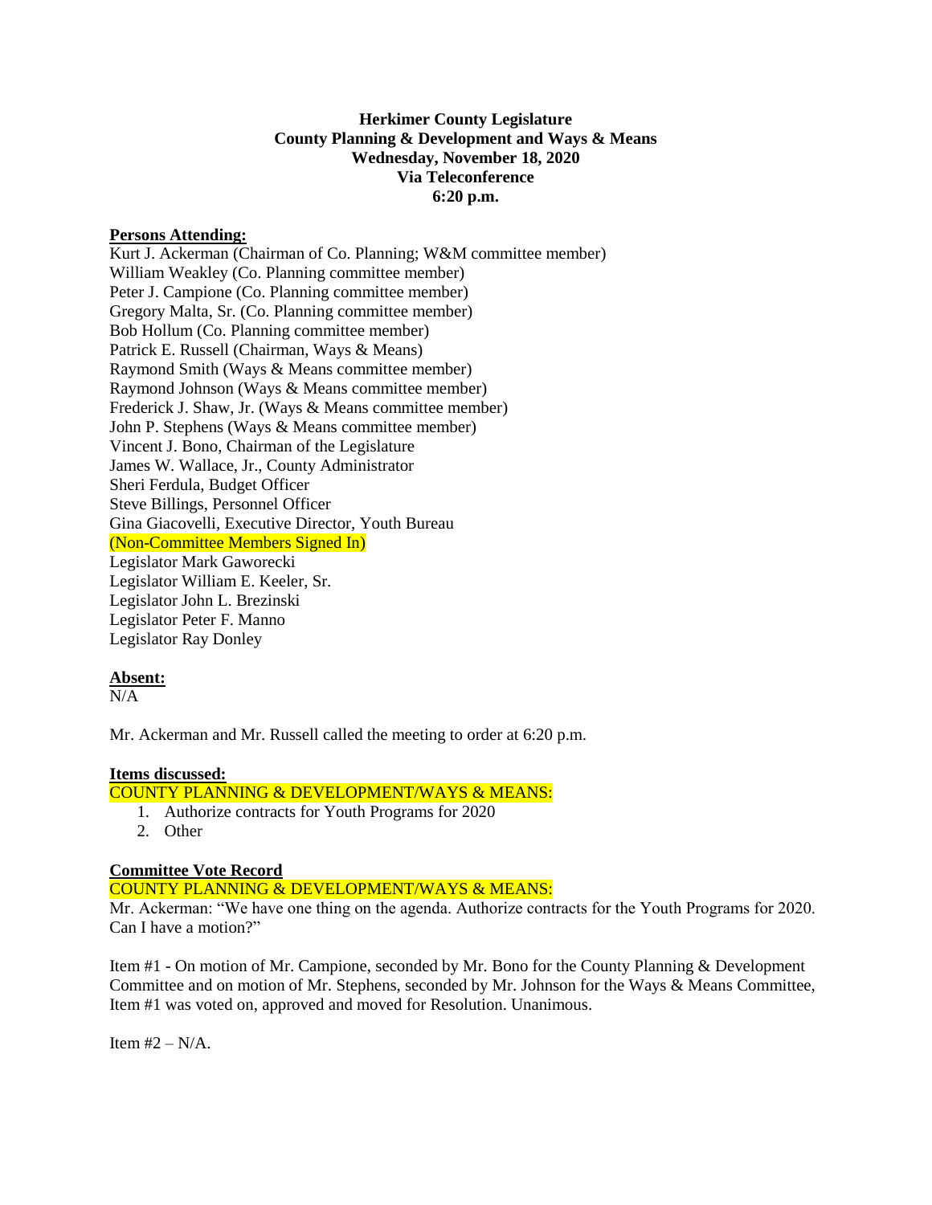# Herkimer County Legislature
## County Planning & Development and Ways & Means
## Wednesday, November 18, 2020
## Via Teleconference
## 6:20 p.m.

**Persons Attending:**

Kurt J. Ackerman (Chairman of Co. Planning; W&M committee member)
William Weakley (Co. Planning committee member)
Peter J. Campione (Co. Planning committee member)
Gregory Malta, Sr. (Co. Planning committee member)
Bob Hollum (Co. Planning committee member)
Patrick E. Russell (Chairman, Ways & Means)
Raymond Smith (Ways & Means committee member)
Raymond Johnson (Ways & Means committee member)
Frederick J. Shaw, Jr. (Ways & Means committee member)
John P. Stephens (Ways & Means committee member)
Vincent J. Bono, Chairman of the Legislature
James W. Wallace, Jr., County Administrator
Sheri Ferdula, Budget Officer
Steve Billings, Personnel Officer
Gina Giacovelli, Executive Director, Youth Bureau
(Non-Committee Members Signed In)
Legislator Mark Gaworecki
Legislator William E. Keeler, Sr.
Legislator John L. Brezinski
Legislator Peter F. Manno
Legislator Ray Donley

**Absent:**

N/A

Mr. Ackerman and Mr. Russell called the meeting to order at 6:20 p.m.

**Items discussed:**

COUNTY PLANNING & DEVELOPMENT/WAYS & MEANS:

1. Authorize contracts for Youth Programs for 2020
2. Other

**Committee Vote Record**

COUNTY PLANNING & DEVELOPMENT/WAYS & MEANS:

Mr. Ackerman: "We have one thing on the agenda. Authorize contracts for the Youth Programs for 2020. Can I have a motion?"

Item #1 - On motion of Mr. Campione, seconded by Mr. Bono for the County Planning & Development Committee and on motion of Mr. Stephens, seconded by Mr. Johnson for the Ways & Means Committee, Item #1 was voted on, approved and moved for Resolution. Unanimous.

Item #2 – N/A.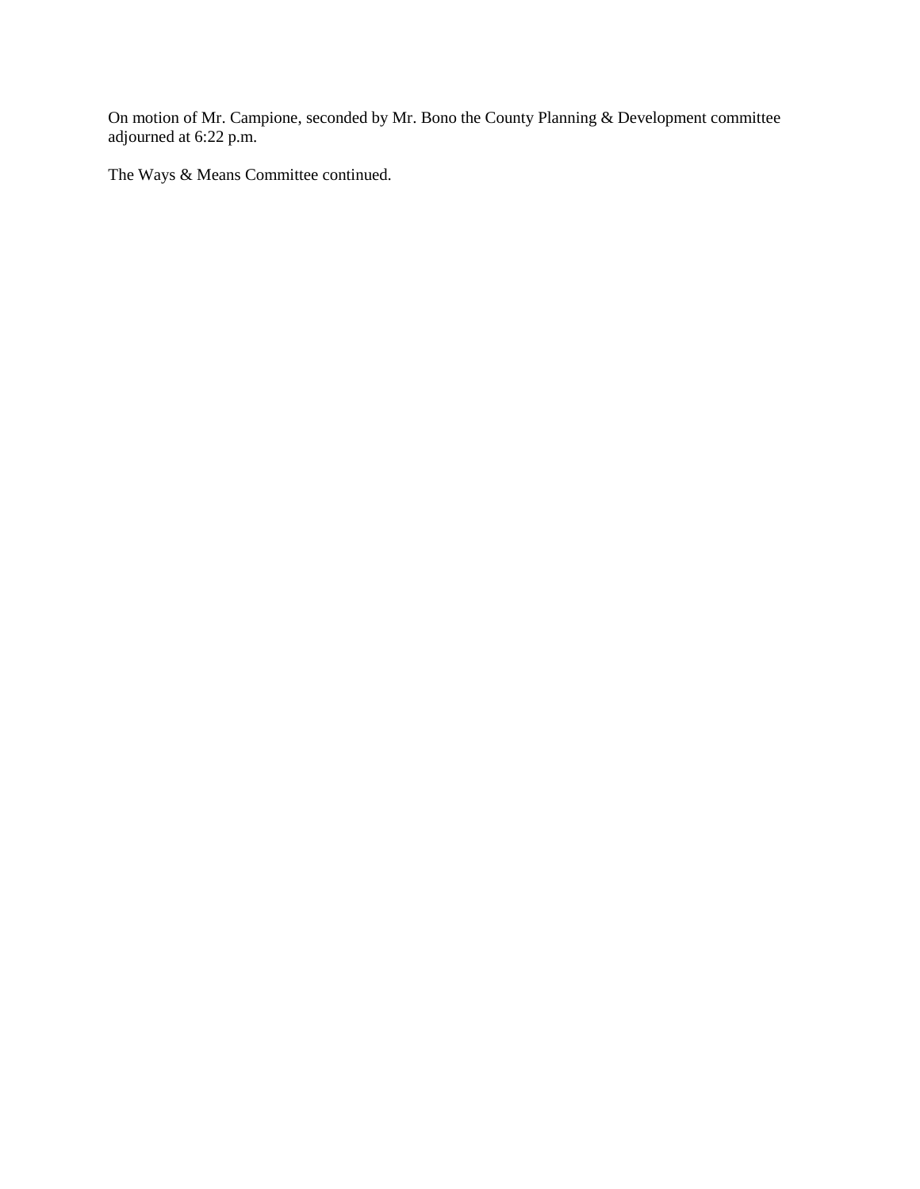On motion of Mr. Campione, seconded by Mr. Bono the County Planning & Development committee adjourned at 6:22 p.m.

The Ways & Means Committee continued.